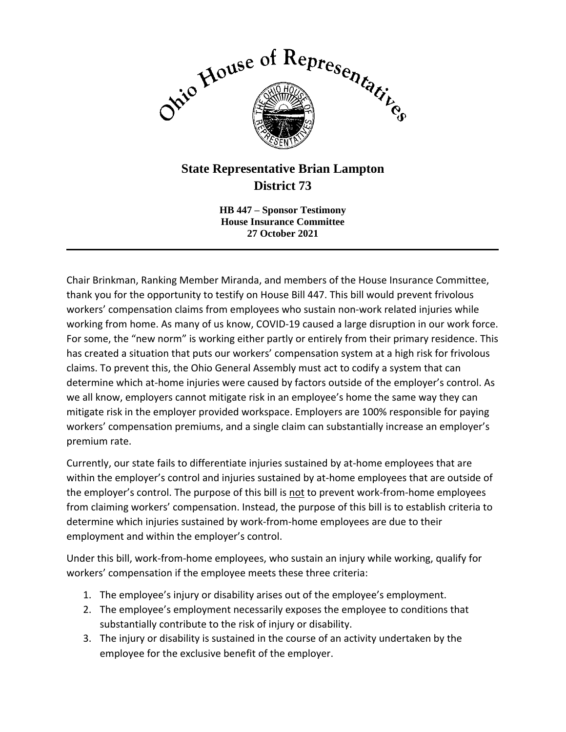Ohio House of Representatives

# State Representative Brian Lampton
## District 73

**HB 447 – Sponsor Testimony**
**House Insurance Committee**
**27 October 2021**

---

Chair Brinkman, Ranking Member Miranda, and members of the House Insurance Committee, thank you for the opportunity to testify on House Bill 447. This bill would prevent frivolous workers' compensation claims from employees who sustain non-work related injuries while working from home. As many of us know, COVID-19 caused a large disruption in our work force. For some, the "new norm" is working either partly or entirely from their primary residence. This has created a situation that puts our workers' compensation system at a high risk for frivolous claims. To prevent this, the Ohio General Assembly must act to codify a system that can determine which at-home injuries were caused by factors outside of the employer's control. As we all know, employers cannot mitigate risk in an employee's home the same way they can mitigate risk in the employer provided workspace. Employers are 100% responsible for paying workers' compensation premiums, and a single claim can substantially increase an employer's premium rate.

Currently, our state fails to differentiate injuries sustained by at-home employees that are within the employer's control and injuries sustained by at-home employees that are outside of the employer's control. The purpose of this bill is <u>not</u> to prevent work-from-home employees from claiming workers' compensation. Instead, the purpose of this bill is to establish criteria to determine which injuries sustained by work-from-home employees are due to their employment and within the employer's control.

Under this bill, work-from-home employees, who sustain an injury while working, qualify for workers' compensation if the employee meets these three criteria:

1. The employee's injury or disability arises out of the employee's employment.
2. The employee's employment necessarily exposes the employee to conditions that substantially contribute to the risk of injury or disability.
3. The injury or disability is sustained in the course of an activity undertaken by the employee for the exclusive benefit of the employer.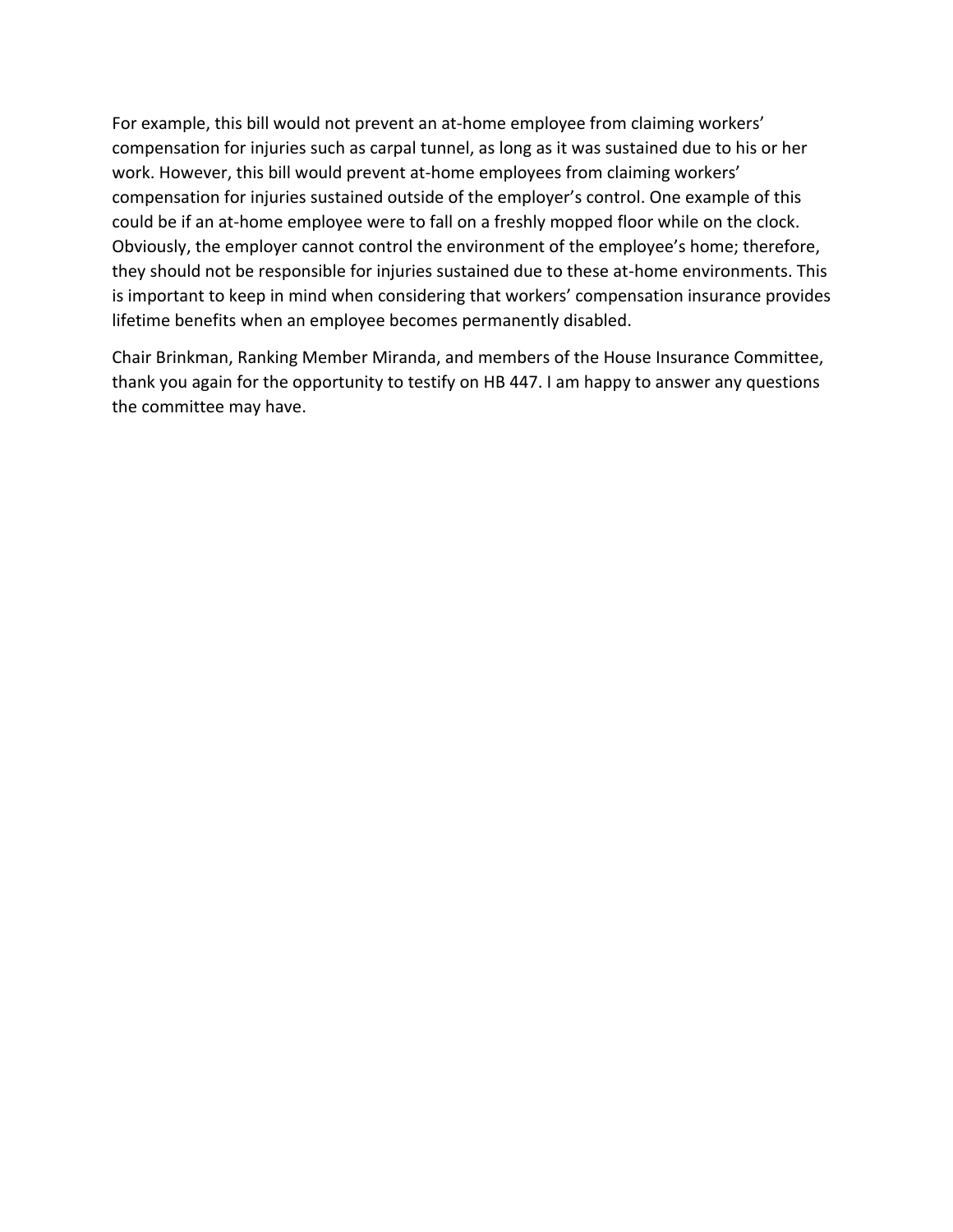For example, this bill would not prevent an at-home employee from claiming workers' compensation for injuries such as carpal tunnel, as long as it was sustained due to his or her work. However, this bill would prevent at-home employees from claiming workers' compensation for injuries sustained outside of the employer's control. One example of this could be if an at-home employee were to fall on a freshly mopped floor while on the clock. Obviously, the employer cannot control the environment of the employee's home; therefore, they should not be responsible for injuries sustained due to these at-home environments. This is important to keep in mind when considering that workers' compensation insurance provides lifetime benefits when an employee becomes permanently disabled.

Chair Brinkman, Ranking Member Miranda, and members of the House Insurance Committee, thank you again for the opportunity to testify on HB 447. I am happy to answer any questions the committee may have.